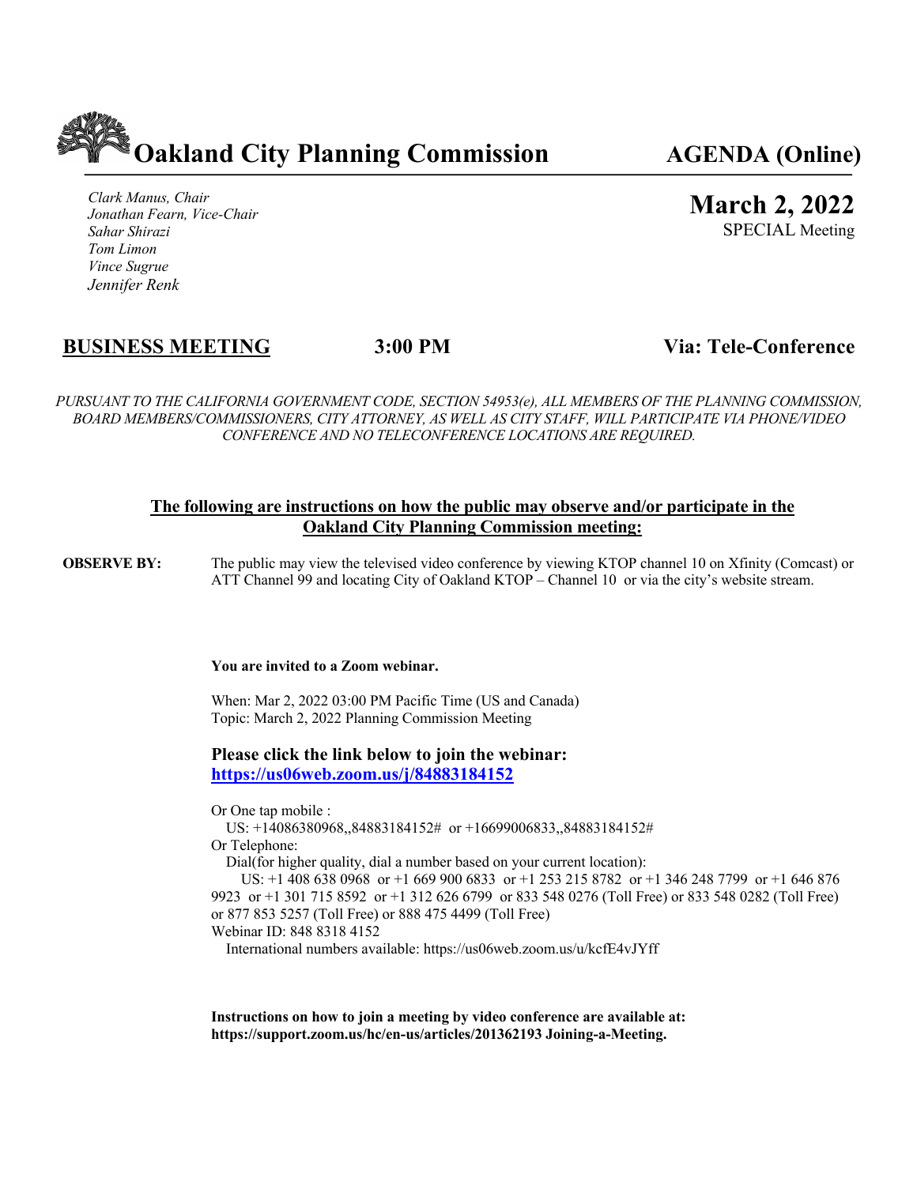# Oakland City Planning Commission

**AGENDA (Online)**

*Clark Manus, Chair*
*Jonathan Fearn, Vice-Chair*
*Sahar Shirazi*
*Tom Limon*
*Vince Sugrue*
*Jennifer Renk*

## March 2, 2022

SPECIAL Meeting

**BUSINESS MEETING** **3:00 PM** **Via: Tele-Conference**

*PURSUANT TO THE CALIFORNIA GOVERNMENT CODE, SECTION 54953(e), ALL MEMBERS OF THE PLANNING COMMISSION, BOARD MEMBERS/COMMISSIONERS, CITY ATTORNEY, AS WELL AS CITY STAFF, WILL PARTICIPATE VIA PHONE/VIDEO CONFERENCE AND NO TELECONFERENCE LOCATIONS ARE REQUIRED.*

**The following are instructions on how the public may observe and/or participate in the Oakland City Planning Commission meeting:**

**OBSERVE BY:** The public may view the televised video conference by viewing KTOP channel 10 on Xfinity (Comcast) or ATT Channel 99 and locating City of Oakland KTOP – Channel 10 or via the city's website stream.

**You are invited to a Zoom webinar.**

When: Mar 2, 2022 03:00 PM Pacific Time (US and Canada)
Topic: March 2, 2022 Planning Commission Meeting

**Please click the link below to join the webinar:**
**https://us06web.zoom.us/j/84883184152**

Or One tap mobile :
US: +14086380968,,84883184152# or +16699006833,,84883184152#
Or Telephone:
Dial(for higher quality, dial a number based on your current location):
US: +1 408 638 0968 or +1 669 900 6833 or +1 253 215 8782 or +1 346 248 7799 or +1 646 876 9923 or +1 301 715 8592 or +1 312 626 6799 or 833 548 0276 (Toll Free) or 833 548 0282 (Toll Free) or 877 853 5257 (Toll Free) or 888 475 4499 (Toll Free)
Webinar ID: 848 8318 4152
International numbers available: https://us06web.zoom.us/u/kcfE4vJYff

**Instructions on how to join a meeting by video conference are available at: https://support.zoom.us/hc/en-us/articles/201362193 Joining-a-Meeting.**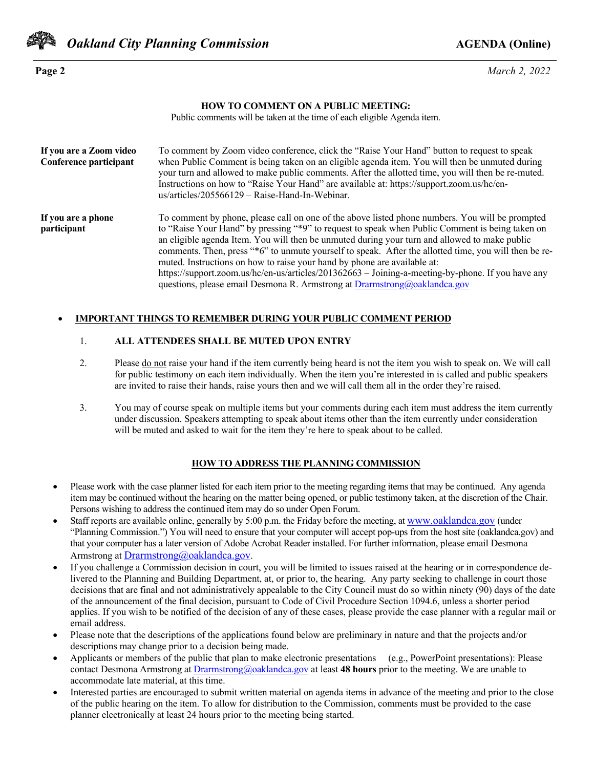## HOW TO COMMENT ON A PUBLIC MEETING:

Public comments will be taken at the time of each eligible Agenda item.

**If you are a Zoom video Conference participant**

To comment by Zoom video conference, click the "Raise Your Hand" button to request to speak when Public Comment is being taken on an eligible agenda item. You will then be unmuted during your turn and allowed to make public comments. After the allotted time, you will then be re-muted. Instructions on how to "Raise Your Hand" are available at: https://support.zoom.us/hc/en-us/articles/205566129 – Raise-Hand-In-Webinar.

**If you are a phone participant**

To comment by phone, please call on one of the above listed phone numbers. You will be prompted to "Raise Your Hand" by pressing "*9" to request to speak when Public Comment is being taken on an eligible agenda Item. You will then be unmuted during your turn and allowed to make public comments. Then, press "*6" to unmute yourself to speak. After the allotted time, you will then be re-muted. Instructions on how to raise your hand by phone are available at: https://support.zoom.us/hc/en-us/articles/201362663 – Joining-a-meeting-by-phone. If you have any questions, please email Desmona R. Armstrong at Drarmstrong@oaklandca.gov

- **IMPORTANT THINGS TO REMEMBER DURING YOUR PUBLIC COMMENT PERIOD**

  1. **ALL ATTENDEES SHALL BE MUTED UPON ENTRY**
  2. Please do not raise your hand if the item currently being heard is not the item you wish to speak on. We will call for public testimony on each item individually. When the item you're interested in is called and public speakers are invited to raise their hands, raise yours then and we will call them all in the order they're raised.
  3. You may of course speak on multiple items but your comments during each item must address the item currently under discussion. Speakers attempting to speak about items other than the item currently under consideration will be muted and asked to wait for the item they're here to speak about to be called.

## HOW TO ADDRESS THE PLANNING COMMISSION

- Please work with the case planner listed for each item prior to the meeting regarding items that may be continued. Any agenda item may be continued without the hearing on the matter being opened, or public testimony taken, at the discretion of the Chair. Persons wishing to address the continued item may do so under Open Forum.
- Staff reports are available online, generally by 5:00 p.m. the Friday before the meeting, at www.oaklandca.gov (under "Planning Commission.") You will need to ensure that your computer will accept pop-ups from the host site (oaklandca.gov) and that your computer has a later version of Adobe Acrobat Reader installed. For further information, please email Desmona Armstrong at Drarmstrong@oaklandca.gov.
- If you challenge a Commission decision in court, you will be limited to issues raised at the hearing or in correspondence delivered to the Planning and Building Department, at, or prior to, the hearing. Any party seeking to challenge in court those decisions that are final and not administratively appealable to the City Council must do so within ninety (90) days of the date of the announcement of the final decision, pursuant to Code of Civil Procedure Section 1094.6, unless a shorter period applies. If you wish to be notified of the decision of any of these cases, please provide the case planner with a regular mail or email address.
- Please note that the descriptions of the applications found below are preliminary in nature and that the projects and/or descriptions may change prior to a decision being made.
- Applicants or members of the public that plan to make electronic presentations (e.g., PowerPoint presentations): Please contact Desmona Armstrong at Drarmstrong@oaklandca.gov at least **48 hours** prior to the meeting. We are unable to accommodate late material, at this time.
- Interested parties are encouraged to submit written material on agenda items in advance of the meeting and prior to the close of the public hearing on the item. To allow for distribution to the Commission, comments must be provided to the case planner electronically at least 24 hours prior to the meeting being started.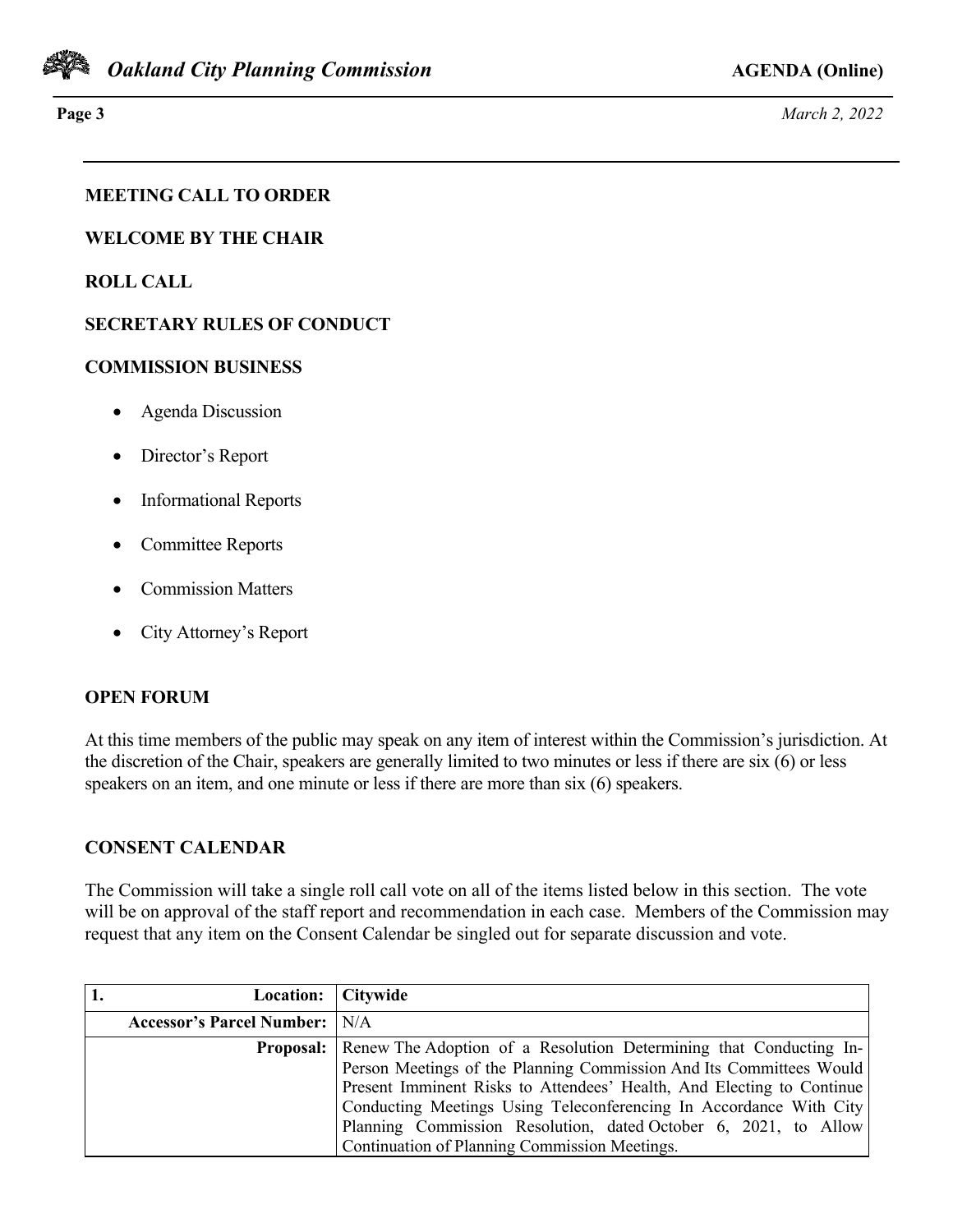**MEETING CALL TO ORDER**

**WELCOME BY THE CHAIR**

**ROLL CALL**

**SECRETARY RULES OF CONDUCT**

**COMMISSION BUSINESS**

- Agenda Discussion
- Director's Report
- Informational Reports
- Committee Reports
- Commission Matters
- City Attorney's Report

**OPEN FORUM**

At this time members of the public may speak on any item of interest within the Commission's jurisdiction. At the discretion of the Chair, speakers are generally limited to two minutes or less if there are six (6) or less speakers on an item, and one minute or less if there are more than six (6) speakers.

**CONSENT CALENDAR**

The Commission will take a single roll call vote on all of the items listed below in this section. The vote will be on approval of the staff report and recommendation in each case. Members of the Commission may request that any item on the Consent Calendar be singled out for separate discussion and vote.

| **1. Location:** | **Citywide** |
|---|---|
| **Accessor's Parcel Number:** | N/A |
| **Proposal:** | Renew The Adoption of a Resolution Determining that Conducting In-Person Meetings of the Planning Commission And Its Committees Would Present Imminent Risks to Attendees' Health, And Electing to Continue Conducting Meetings Using Teleconferencing In Accordance With City Planning Commission Resolution, dated October 6, 2021, to Allow Continuation of Planning Commission Meetings. |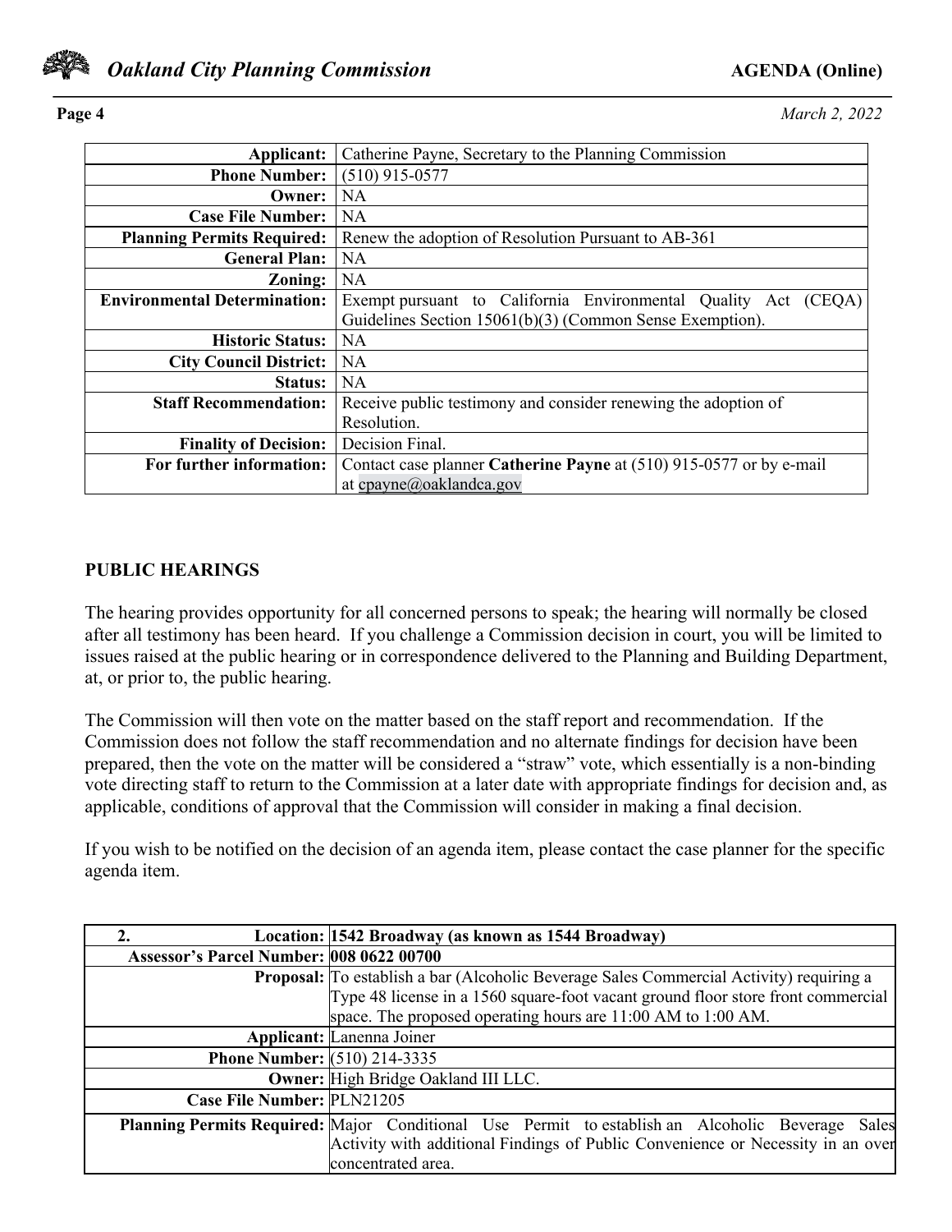| | |
|---|---|
| **Applicant:** | Catherine Payne, Secretary to the Planning Commission |
| **Phone Number:** | (510) 915-0577 |
| **Owner:** | NA |
| **Case File Number:** | NA |
| **Planning Permits Required:** | Renew the adoption of Resolution Pursuant to AB-361 |
| **General Plan:** | NA |
| **Zoning:** | NA |
| **Environmental Determination:** | Exempt pursuant to California Environmental Quality Act (CEQA) Guidelines Section 15061(b)(3) (Common Sense Exemption). |
| **Historic Status:** | NA |
| **City Council District:** | NA |
| **Status:** | NA |
| **Staff Recommendation:** | Receive public testimony and consider renewing the adoption of Resolution. |
| **Finality of Decision:** | Decision Final. |
| **For further information:** | Contact case planner **Catherine Payne** at (510) 915-0577 or by e-mail at cpayne@oaklandca.gov |

## PUBLIC HEARINGS

The hearing provides opportunity for all concerned persons to speak; the hearing will normally be closed after all testimony has been heard. If you challenge a Commission decision in court, you will be limited to issues raised at the public hearing or in correspondence delivered to the Planning and Building Department, at, or prior to, the public hearing.

The Commission will then vote on the matter based on the staff report and recommendation. If the Commission does not follow the staff recommendation and no alternate findings for decision have been prepared, then the vote on the matter will be considered a "straw" vote, which essentially is a non-binding vote directing staff to return to the Commission at a later date with appropriate findings for decision and, as applicable, conditions of approval that the Commission will consider in making a final decision.

If you wish to be notified on the decision of an agenda item, please contact the case planner for the specific agenda item.

| **2. Location:** | **1542 Broadway (as known as 1544 Broadway)** |
|---|---|
| **Assessor's Parcel Number:** | **008 0622 00700** |
| **Proposal:** | To establish a bar (Alcoholic Beverage Sales Commercial Activity) requiring a Type 48 license in a 1560 square-foot vacant ground floor store front commercial space. The proposed operating hours are 11:00 AM to 1:00 AM. |
| **Applicant:** | Lanenna Joiner |
| **Phone Number:** | (510) 214-3335 |
| **Owner:** | High Bridge Oakland III LLC. |
| **Case File Number:** | PLN21205 |
| **Planning Permits Required:** | Major Conditional Use Permit to establish an Alcoholic Beverage Sales Activity with additional Findings of Public Convenience or Necessity in an over concentrated area. |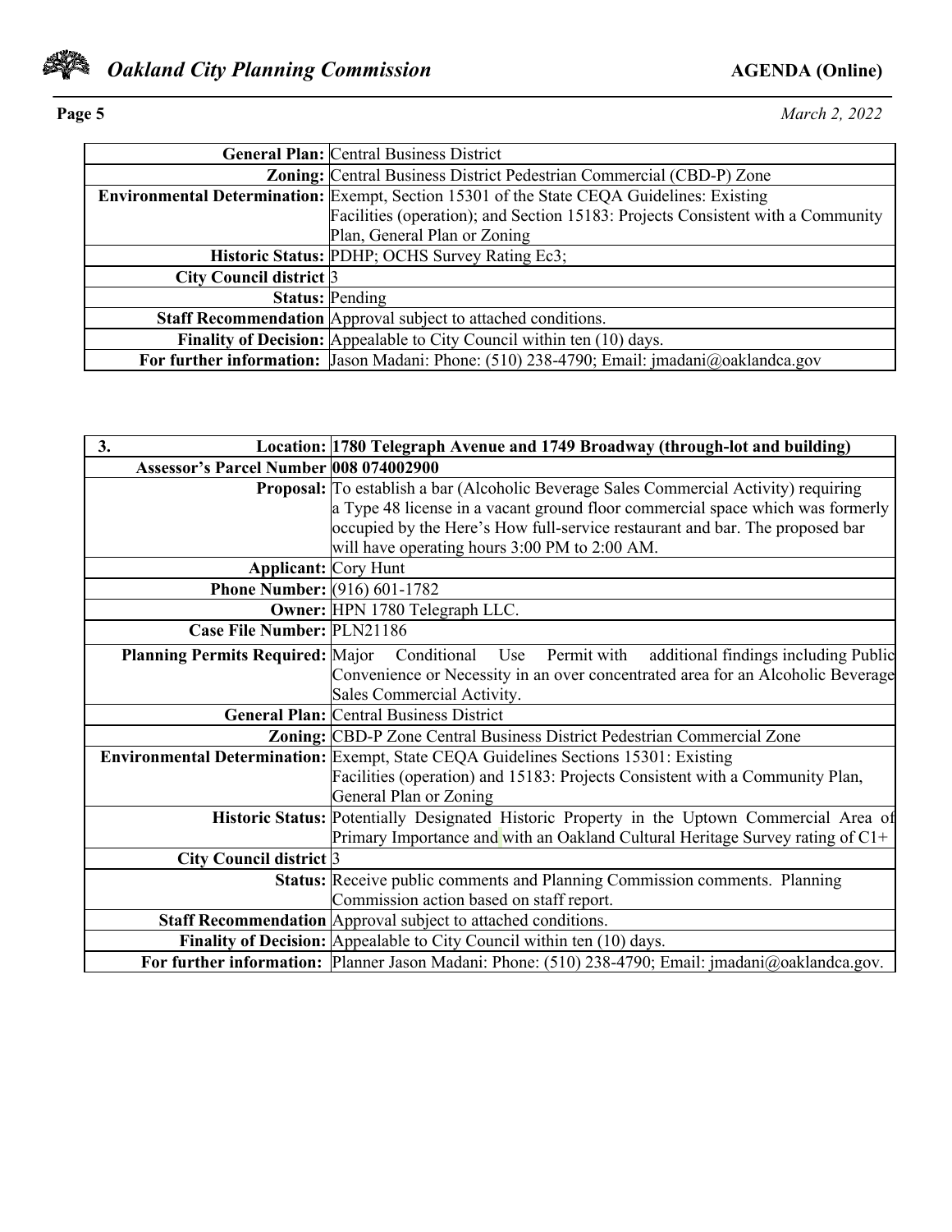| | |
|---|---|
| **General Plan:** | Central Business District |
| **Zoning:** | Central Business District Pedestrian Commercial (CBD-P) Zone |
| **Environmental Determination:** | Exempt, Section 15301 of the State CEQA Guidelines: Existing Facilities (operation); and Section 15183: Projects Consistent with a Community Plan, General Plan or Zoning |
| **Historic Status:** | PDHP; OCHS Survey Rating Ec3; |
| **City Council district** | 3 |
| **Status:** | Pending |
| **Staff Recommendation** | Approval subject to attached conditions. |
| **Finality of Decision:** | Appealable to City Council within ten (10) days. |
| **For further information:** | Jason Madani: Phone: (510) 238-4790; Email: jmadani@oaklandca.gov |

| **3. Location:** | **1780 Telegraph Avenue and 1749 Broadway (through-lot and building)** |
|---|---|
| **Assessor's Parcel Number** | **008 074002900** |
| **Proposal:** | To establish a bar (Alcoholic Beverage Sales Commercial Activity) requiring a Type 48 license in a vacant ground floor commercial space which was formerly occupied by the Here's How full-service restaurant and bar. The proposed bar will have operating hours 3:00 PM to 2:00 AM. |
| **Applicant:** | Cory Hunt |
| **Phone Number:** | (916) 601-1782 |
| **Owner:** | HPN 1780 Telegraph LLC. |
| **Case File Number:** | PLN21186 |
| **Planning Permits Required:** | Major Conditional Use Permit with additional findings including Public Convenience or Necessity in an over concentrated area for an Alcoholic Beverage Sales Commercial Activity. |
| **General Plan:** | Central Business District |
| **Zoning:** | CBD-P Zone Central Business District Pedestrian Commercial Zone |
| **Environmental Determination:** | Exempt, State CEQA Guidelines Sections 15301: Existing Facilities (operation) and 15183: Projects Consistent with a Community Plan, General Plan or Zoning |
| **Historic Status:** | Potentially Designated Historic Property in the Uptown Commercial Area of Primary Importance and with an Oakland Cultural Heritage Survey rating of C1+ |
| **City Council district** | 3 |
| **Status:** | Receive public comments and Planning Commission comments. Planning Commission action based on staff report. |
| **Staff Recommendation** | Approval subject to attached conditions. |
| **Finality of Decision:** | Appealable to City Council within ten (10) days. |
| **For further information:** | Planner Jason Madani: Phone: (510) 238-4790; Email: jmadani@oaklandca.gov. |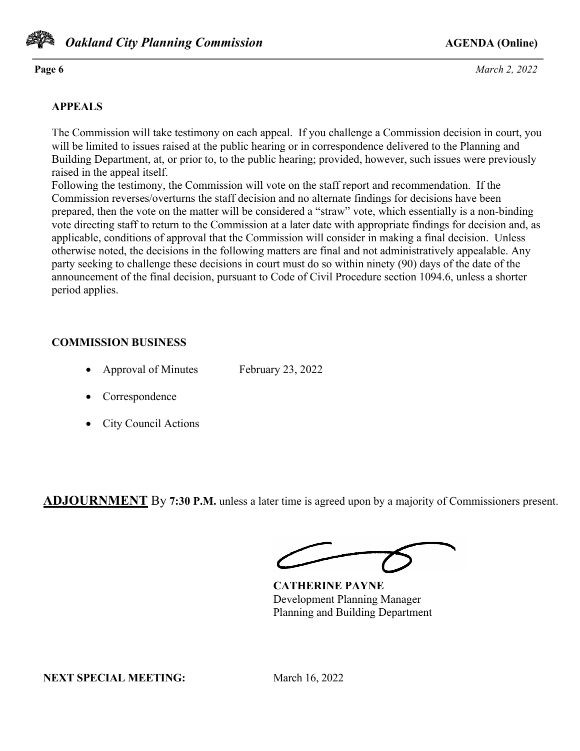**APPEALS**

The Commission will take testimony on each appeal. If you challenge a Commission decision in court, you will be limited to issues raised at the public hearing or in correspondence delivered to the Planning and Building Department, at, or prior to, to the public hearing; provided, however, such issues were previously raised in the appeal itself.
Following the testimony, the Commission will vote on the staff report and recommendation. If the Commission reverses/overturns the staff decision and no alternate findings for decisions have been prepared, then the vote on the matter will be considered a "straw" vote, which essentially is a non-binding vote directing staff to return to the Commission at a later date with appropriate findings for decision and, as applicable, conditions of approval that the Commission will consider in making a final decision. Unless otherwise noted, the decisions in the following matters are final and not administratively appealable. Any party seeking to challenge these decisions in court must do so within ninety (90) days of the date of the announcement of the final decision, pursuant to Code of Civil Procedure section 1094.6, unless a shorter period applies.

**COMMISSION BUSINESS**

- Approval of Minutes February 23, 2022
- Correspondence
- City Council Actions

**ADJOURNMENT** By **7:30 P.M.** unless a later time is agreed upon by a majority of Commissioners present.

**CATHERINE PAYNE**
Development Planning Manager
Planning and Building Department

**NEXT SPECIAL MEETING:** March 16, 2022